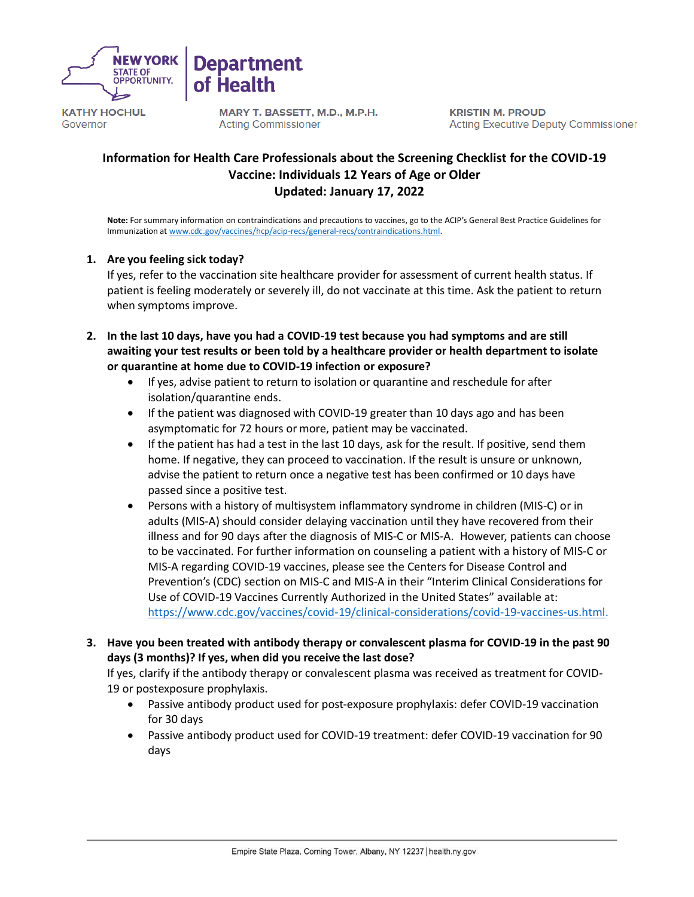NEW YORK STATE OF OPPORTUNITY. | Department of Health

KATHY HOCHUL
Governor

MARY T. BASSETT, M.D., M.P.H.
Acting Commissioner

KRISTIN M. PROUD
Acting Executive Deputy Commissioner

# Information for Health Care Professionals about the Screening Checklist for the COVID-19 Vaccine: Individuals 12 Years of Age or Older
## Updated: January 17, 2022

**Note:** For summary information on contraindications and precautions to vaccines, go to the ACIP's General Best Practice Guidelines for Immunization at www.cdc.gov/vaccines/hcp/acip-recs/general-recs/contraindications.html.

1. **Are you feeling sick today?**
   If yes, refer to the vaccination site healthcare provider for assessment of current health status. If patient is feeling moderately or severely ill, do not vaccinate at this time. Ask the patient to return when symptoms improve.

2. **In the last 10 days, have you had a COVID-19 test because you had symptoms and are still awaiting your test results or been told by a healthcare provider or health department to isolate or quarantine at home due to COVID-19 infection or exposure?**
   - If yes, advise patient to return to isolation or quarantine and reschedule for after isolation/quarantine ends.
   - If the patient was diagnosed with COVID-19 greater than 10 days ago and has been asymptomatic for 72 hours or more, patient may be vaccinated.
   - If the patient has had a test in the last 10 days, ask for the result. If positive, send them home. If negative, they can proceed to vaccination. If the result is unsure or unknown, advise the patient to return once a negative test has been confirmed or 10 days have passed since a positive test.
   - Persons with a history of multisystem inflammatory syndrome in children (MIS-C) or in adults (MIS-A) should consider delaying vaccination until they have recovered from their illness and for 90 days after the diagnosis of MIS-C or MIS-A. However, patients can choose to be vaccinated. For further information on counseling a patient with a history of MIS-C or MIS-A regarding COVID-19 vaccines, please see the Centers for Disease Control and Prevention's (CDC) section on MIS-C and MIS-A in their "Interim Clinical Considerations for Use of COVID-19 Vaccines Currently Authorized in the United States" available at: https://www.cdc.gov/vaccines/covid-19/clinical-considerations/covid-19-vaccines-us.html.

3. **Have you been treated with antibody therapy or convalescent plasma for COVID-19 in the past 90 days (3 months)? If yes, when did you receive the last dose?**
   If yes, clarify if the antibody therapy or convalescent plasma was received as treatment for COVID-19 or postexposure prophylaxis.
   - Passive antibody product used for post-exposure prophylaxis: defer COVID-19 vaccination for 30 days
   - Passive antibody product used for COVID-19 treatment: defer COVID-19 vaccination for 90 days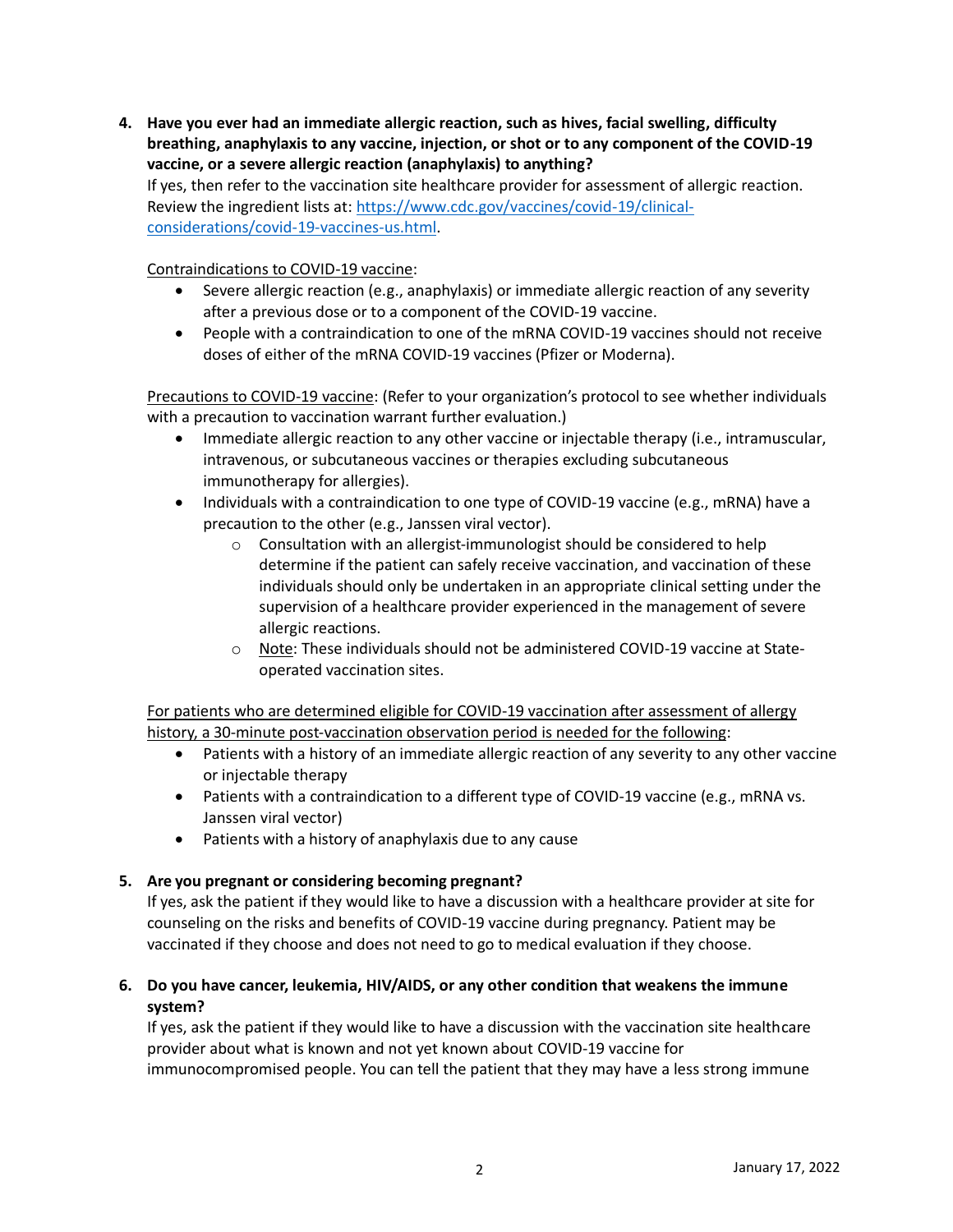4. **Have you ever had an immediate allergic reaction, such as hives, facial swelling, difficulty breathing, anaphylaxis to any vaccine, injection, or shot or to any component of the COVID-19 vaccine, or a severe allergic reaction (anaphylaxis) to anything?**
   If yes, then refer to the vaccination site healthcare provider for assessment of allergic reaction. Review the ingredient lists at: https://www.cdc.gov/vaccines/covid-19/clinical-considerations/covid-19-vaccines-us.html.

   Contraindications to COVID-19 vaccine:
   - Severe allergic reaction (e.g., anaphylaxis) or immediate allergic reaction of any severity after a previous dose or to a component of the COVID-19 vaccine.
   - People with a contraindication to one of the mRNA COVID-19 vaccines should not receive doses of either of the mRNA COVID-19 vaccines (Pfizer or Moderna).

   Precautions to COVID-19 vaccine: (Refer to your organization's protocol to see whether individuals with a precaution to vaccination warrant further evaluation.)
   - Immediate allergic reaction to any other vaccine or injectable therapy (i.e., intramuscular, intravenous, or subcutaneous vaccines or therapies excluding subcutaneous immunotherapy for allergies).
   - Individuals with a contraindication to one type of COVID-19 vaccine (e.g., mRNA) have a precaution to the other (e.g., Janssen viral vector).
     - Consultation with an allergist-immunologist should be considered to help determine if the patient can safely receive vaccination, and vaccination of these individuals should only be undertaken in an appropriate clinical setting under the supervision of a healthcare provider experienced in the management of severe allergic reactions.
     - Note: These individuals should not be administered COVID-19 vaccine at State-operated vaccination sites.

   For patients who are determined eligible for COVID-19 vaccination after assessment of allergy history, a 30-minute post-vaccination observation period is needed for the following:
   - Patients with a history of an immediate allergic reaction of any severity to any other vaccine or injectable therapy
   - Patients with a contraindication to a different type of COVID-19 vaccine (e.g., mRNA vs. Janssen viral vector)
   - Patients with a history of anaphylaxis due to any cause

5. **Are you pregnant or considering becoming pregnant?**
   If yes, ask the patient if they would like to have a discussion with a healthcare provider at site for counseling on the risks and benefits of COVID-19 vaccine during pregnancy. Patient may be vaccinated if they choose and does not need to go to medical evaluation if they choose.

6. **Do you have cancer, leukemia, HIV/AIDS, or any other condition that weakens the immune system?**
   If yes, ask the patient if they would like to have a discussion with the vaccination site healthcare provider about what is known and not yet known about COVID-19 vaccine for immunocompromised people. You can tell the patient that they may have a less strong immune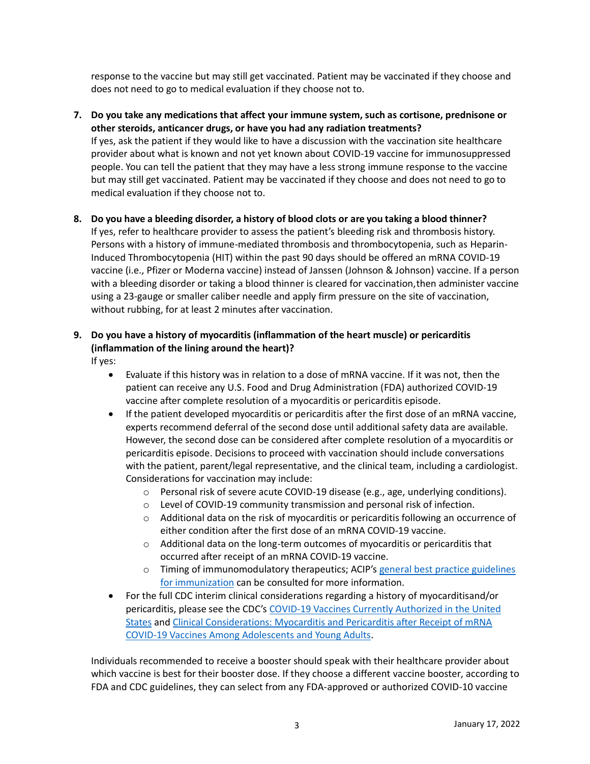response to the vaccine but may still get vaccinated. Patient may be vaccinated if they choose and does not need to go to medical evaluation if they choose not to.

7. **Do you take any medications that affect your immune system, such as cortisone, prednisone or other steroids, anticancer drugs, or have you had any radiation treatments?**
   If yes, ask the patient if they would like to have a discussion with the vaccination site healthcare provider about what is known and not yet known about COVID-19 vaccine for immunosuppressed people. You can tell the patient that they may have a less strong immune response to the vaccine but may still get vaccinated. Patient may be vaccinated if they choose and does not need to go to medical evaluation if they choose not to.

8. **Do you have a bleeding disorder, a history of blood clots or are you taking a blood thinner?**
   If yes, refer to healthcare provider to assess the patient's bleeding risk and thrombosis history. Persons with a history of immune-mediated thrombosis and thrombocytopenia, such as Heparin-Induced Thrombocytopenia (HIT) within the past 90 days should be offered an mRNA COVID-19 vaccine (i.e., Pfizer or Moderna vaccine) instead of Janssen (Johnson & Johnson) vaccine. If a person with a bleeding disorder or taking a blood thinner is cleared for vaccination,then administer vaccine using a 23-gauge or smaller caliber needle and apply firm pressure on the site of vaccination, without rubbing, for at least 2 minutes after vaccination.

9. **Do you have a history of myocarditis (inflammation of the heart muscle) or pericarditis (inflammation of the lining around the heart)?**
   If yes:
   - Evaluate if this history was in relation to a dose of mRNA vaccine. If it was not, then the patient can receive any U.S. Food and Drug Administration (FDA) authorized COVID-19 vaccine after complete resolution of a myocarditis or pericarditis episode.
   - If the patient developed myocarditis or pericarditis after the first dose of an mRNA vaccine, experts recommend deferral of the second dose until additional safety data are available. However, the second dose can be considered after complete resolution of a myocarditis or pericarditis episode. Decisions to proceed with vaccination should include conversations with the patient, parent/legal representative, and the clinical team, including a cardiologist. Considerations for vaccination may include:
     - Personal risk of severe acute COVID-19 disease (e.g., age, underlying conditions).
     - Level of COVID-19 community transmission and personal risk of infection.
     - Additional data on the risk of myocarditis or pericarditis following an occurrence of either condition after the first dose of an mRNA COVID-19 vaccine.
     - Additional data on the long-term outcomes of myocarditis or pericarditis that occurred after receipt of an mRNA COVID-19 vaccine.
     - Timing of immunomodulatory therapeutics; ACIP's general best practice guidelines for immunization can be consulted for more information.
   - For the full CDC interim clinical considerations regarding a history of myocarditisand/or pericarditis, please see the CDC's COVID-19 Vaccines Currently Authorized in the United States and Clinical Considerations: Myocarditis and Pericarditis after Receipt of mRNA COVID-19 Vaccines Among Adolescents and Young Adults.

Individuals recommended to receive a booster should speak with their healthcare provider about which vaccine is best for their booster dose. If they choose a different vaccine booster, according to FDA and CDC guidelines, they can select from any FDA-approved or authorized COVID-10 vaccine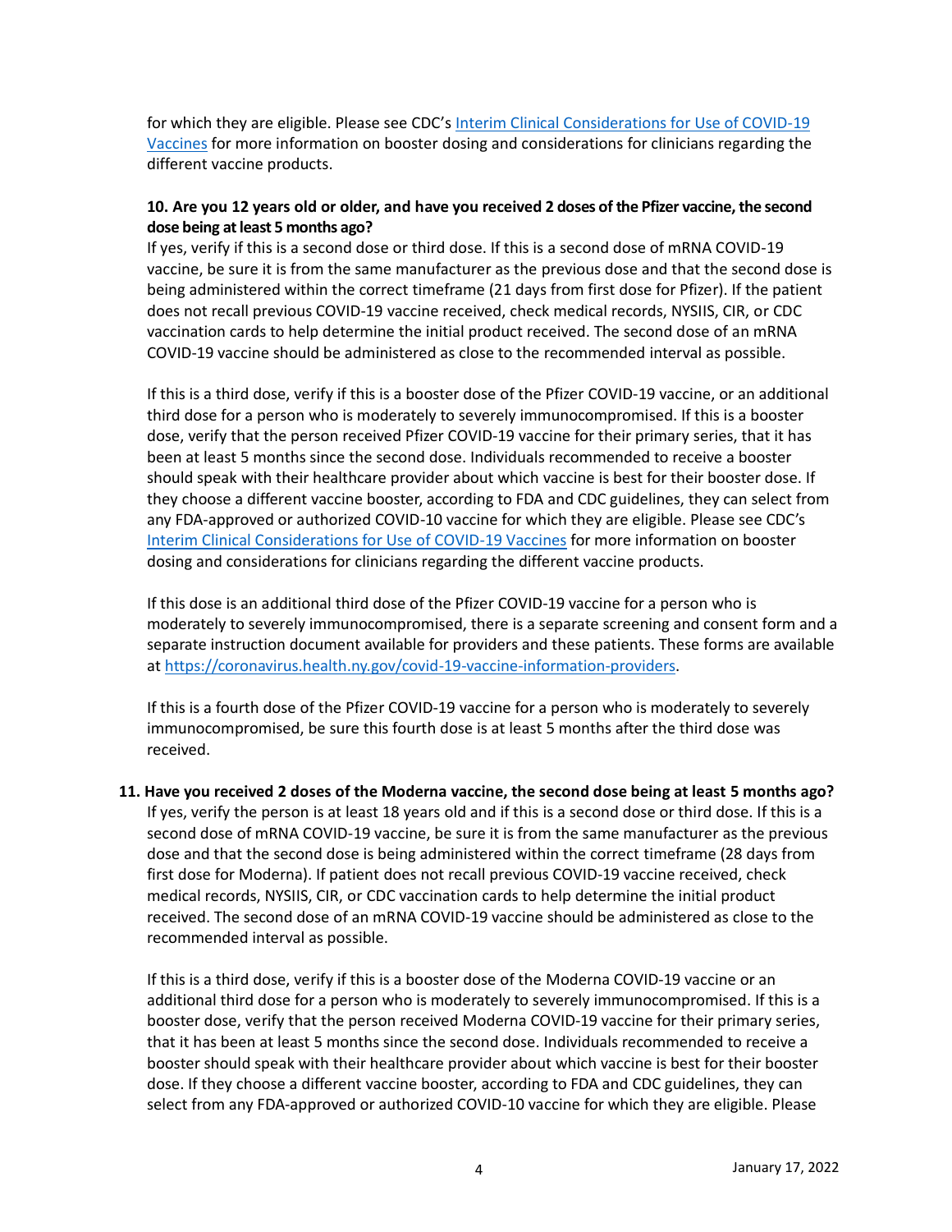for which they are eligible. Please see CDC's [Interim Clinical Considerations for Use of COVID-19 Vaccines](#) for more information on booster dosing and considerations for clinicians regarding the different vaccine products.

**10. Are you 12 years old or older, and have you received 2 doses of the Pfizer vaccine, the second dose being at least 5 months ago?**

If yes, verify if this is a second dose or third dose. If this is a second dose of mRNA COVID-19 vaccine, be sure it is from the same manufacturer as the previous dose and that the second dose is being administered within the correct timeframe (21 days from first dose for Pfizer). If the patient does not recall previous COVID-19 vaccine received, check medical records, NYSIIS, CIR, or CDC vaccination cards to help determine the initial product received. The second dose of an mRNA COVID-19 vaccine should be administered as close to the recommended interval as possible.

If this is a third dose, verify if this is a booster dose of the Pfizer COVID-19 vaccine, or an additional third dose for a person who is moderately to severely immunocompromised. If this is a booster dose, verify that the person received Pfizer COVID-19 vaccine for their primary series, that it has been at least 5 months since the second dose. Individuals recommended to receive a booster should speak with their healthcare provider about which vaccine is best for their booster dose. If they choose a different vaccine booster, according to FDA and CDC guidelines, they can select from any FDA-approved or authorized COVID-10 vaccine for which they are eligible. Please see CDC's [Interim Clinical Considerations for Use of COVID-19 Vaccines](#) for more information on booster dosing and considerations for clinicians regarding the different vaccine products.

If this dose is an additional third dose of the Pfizer COVID-19 vaccine for a person who is moderately to severely immunocompromised, there is a separate screening and consent form and a separate instruction document available for providers and these patients. These forms are available at https://coronavirus.health.ny.gov/covid-19-vaccine-information-providers.

If this is a fourth dose of the Pfizer COVID-19 vaccine for a person who is moderately to severely immunocompromised, be sure this fourth dose is at least 5 months after the third dose was received.

**11. Have you received 2 doses of the Moderna vaccine, the second dose being at least 5 months ago?**

If yes, verify the person is at least 18 years old and if this is a second dose or third dose. If this is a second dose of mRNA COVID-19 vaccine, be sure it is from the same manufacturer as the previous dose and that the second dose is being administered within the correct timeframe (28 days from first dose for Moderna). If patient does not recall previous COVID-19 vaccine received, check medical records, NYSIIS, CIR, or CDC vaccination cards to help determine the initial product received. The second dose of an mRNA COVID-19 vaccine should be administered as close to the recommended interval as possible.

If this is a third dose, verify if this is a booster dose of the Moderna COVID-19 vaccine or an additional third dose for a person who is moderately to severely immunocompromised. If this is a booster dose, verify that the person received Moderna COVID-19 vaccine for their primary series, that it has been at least 5 months since the second dose. Individuals recommended to receive a booster should speak with their healthcare provider about which vaccine is best for their booster dose. If they choose a different vaccine booster, according to FDA and CDC guidelines, they can select from any FDA-approved or authorized COVID-10 vaccine for which they are eligible. Please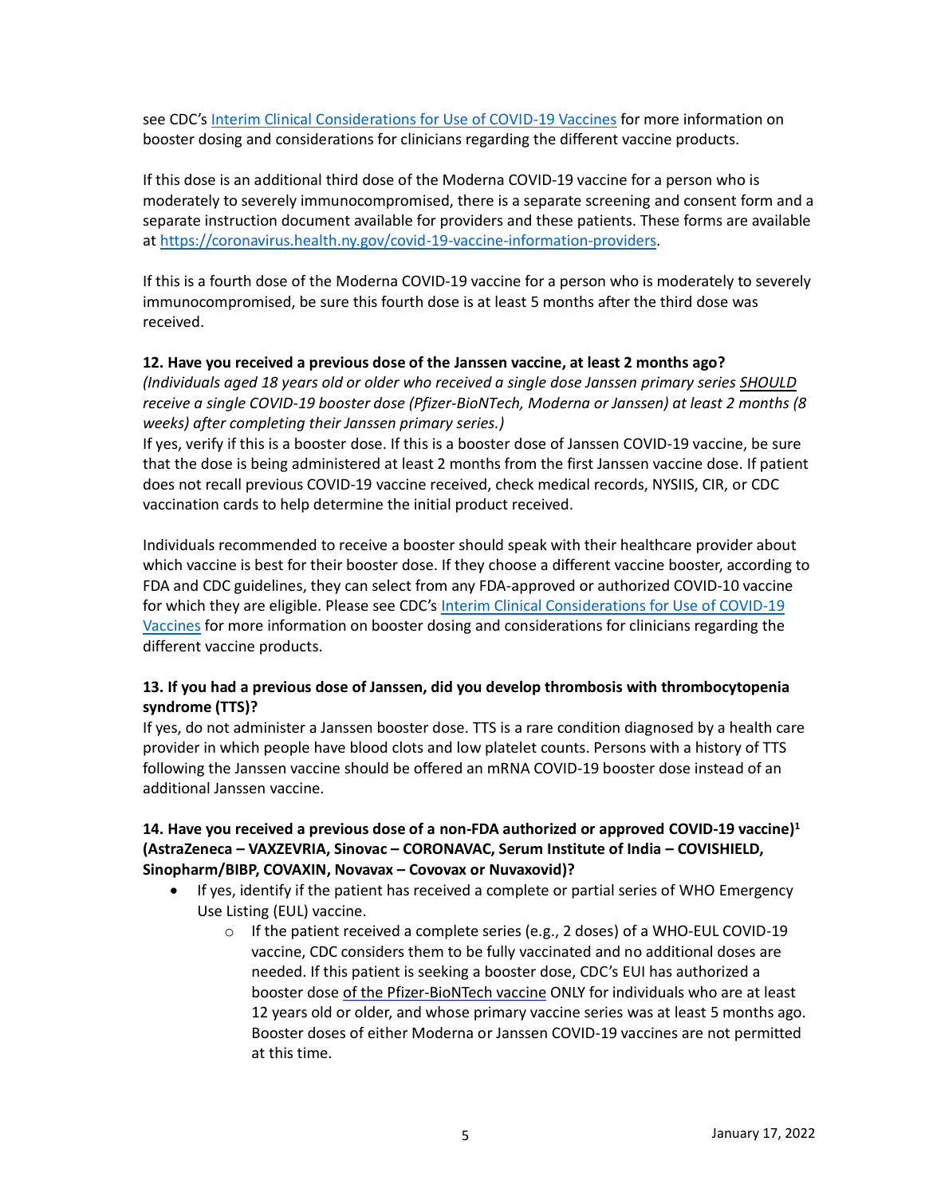see CDC's [Interim Clinical Considerations for Use of COVID-19 Vaccines](#) for more information on booster dosing and considerations for clinicians regarding the different vaccine products.

If this dose is an additional third dose of the Moderna COVID-19 vaccine for a person who is moderately to severely immunocompromised, there is a separate screening and consent form and a separate instruction document available for providers and these patients. These forms are available at https://coronavirus.health.ny.gov/covid-19-vaccine-information-providers.

If this is a fourth dose of the Moderna COVID-19 vaccine for a person who is moderately to severely immunocompromised, be sure this fourth dose is at least 5 months after the third dose was received.

**12. Have you received a previous dose of the Janssen vaccine, at least 2 months ago?**
*(Individuals aged 18 years old or older who received a single dose Janssen primary series SHOULD receive a single COVID-19 booster dose (Pfizer-BioNTech, Moderna or Janssen) at least 2 months (8 weeks) after completing their Janssen primary series.)*
If yes, verify if this is a booster dose. If this is a booster dose of Janssen COVID-19 vaccine, be sure that the dose is being administered at least 2 months from the first Janssen vaccine dose. If patient does not recall previous COVID-19 vaccine received, check medical records, NYSIIS, CIR, or CDC vaccination cards to help determine the initial product received.

Individuals recommended to receive a booster should speak with their healthcare provider about which vaccine is best for their booster dose. If they choose a different vaccine booster, according to FDA and CDC guidelines, they can select from any FDA-approved or authorized COVID-10 vaccine for which they are eligible. Please see CDC's [Interim Clinical Considerations for Use of COVID-19 Vaccines](#) for more information on booster dosing and considerations for clinicians regarding the different vaccine products.

**13. If you had a previous dose of Janssen, did you develop thrombosis with thrombocytopenia syndrome (TTS)?**
If yes, do not administer a Janssen booster dose. TTS is a rare condition diagnosed by a health care provider in which people have blood clots and low platelet counts. Persons with a history of TTS following the Janssen vaccine should be offered an mRNA COVID-19 booster dose instead of an additional Janssen vaccine.

**14. Have you received a previous dose of a non-FDA authorized or approved COVID-19 vaccine)[1] (AstraZeneca – VAXZEVRIA, Sinovac – CORONAVAC, Serum Institute of India – COVISHIELD, Sinopharm/BIBP, COVAXIN, Novavax – Covovax or Nuvaxovid)?**

- If yes, identify if the patient has received a complete or partial series of WHO Emergency Use Listing (EUL) vaccine.
    - If the patient received a complete series (e.g., 2 doses) of a WHO-EUL COVID-19 vaccine, CDC considers them to be fully vaccinated and no additional doses are needed. If this patient is seeking a booster dose, CDC's EUI has authorized a booster dose of the Pfizer-BioNTech vaccine ONLY for individuals who are at least 12 years old or older, and whose primary vaccine series was at least 5 months ago. Booster doses of either Moderna or Janssen COVID-19 vaccines are not permitted at this time.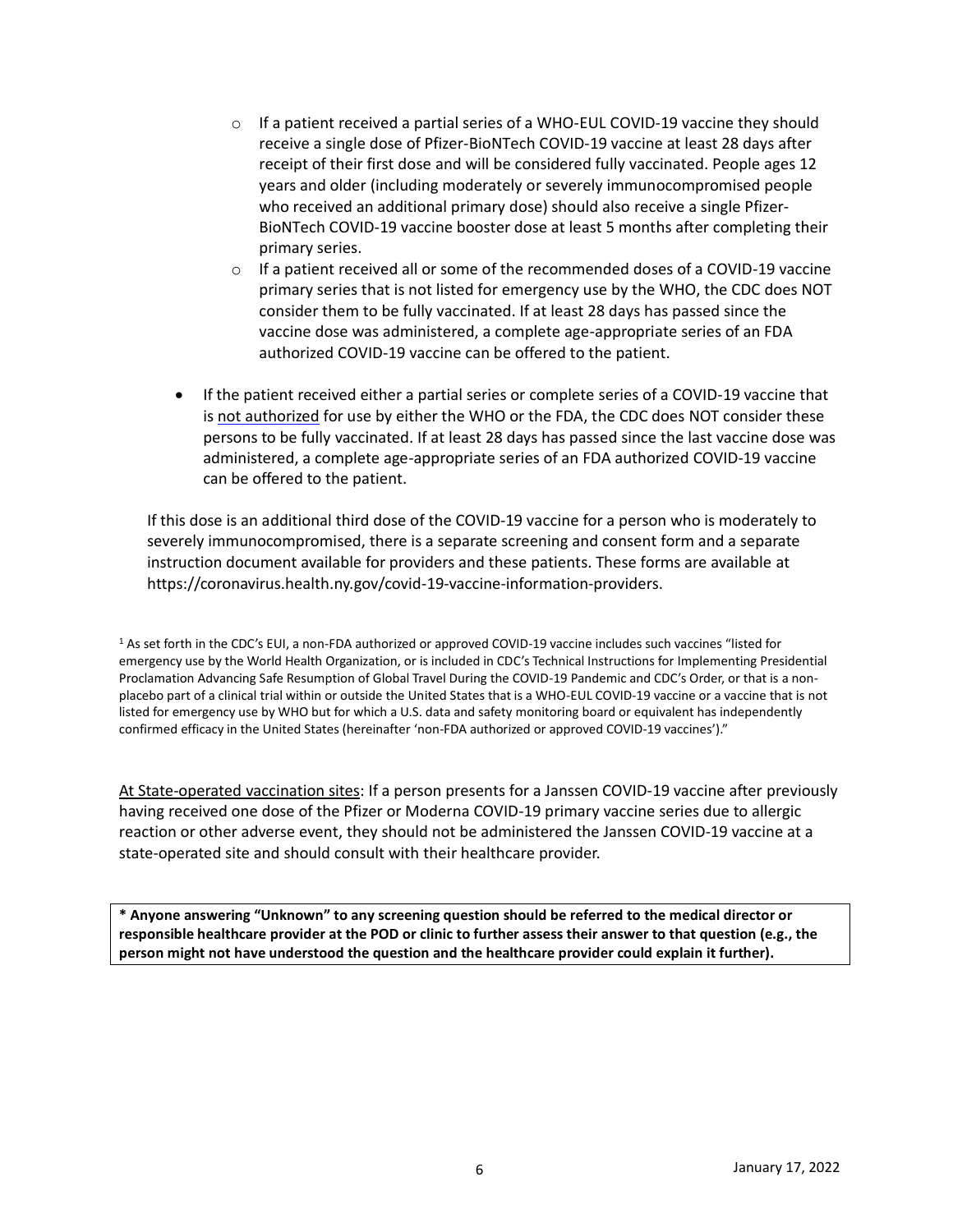- If a patient received a partial series of a WHO-EUL COVID-19 vaccine they should receive a single dose of Pfizer-BioNTech COVID-19 vaccine at least 28 days after receipt of their first dose and will be considered fully vaccinated. People ages 12 years and older (including moderately or severely immunocompromised people who received an additional primary dose) should also receive a single Pfizer-BioNTech COVID-19 vaccine booster dose at least 5 months after completing their primary series.
  - If a patient received all or some of the recommended doses of a COVID-19 vaccine primary series that is not listed for emergency use by the WHO, the CDC does NOT consider them to be fully vaccinated. If at least 28 days has passed since the vaccine dose was administered, a complete age-appropriate series of an FDA authorized COVID-19 vaccine can be offered to the patient.

- If the patient received either a partial series or complete series of a COVID-19 vaccine that is not authorized for use by either the WHO or the FDA, the CDC does NOT consider these persons to be fully vaccinated. If at least 28 days has passed since the last vaccine dose was administered, a complete age-appropriate series of an FDA authorized COVID-19 vaccine can be offered to the patient.

If this dose is an additional third dose of the COVID-19 vaccine for a person who is moderately to severely immunocompromised, there is a separate screening and consent form and a separate instruction document available for providers and these patients. These forms are available at https://coronavirus.health.ny.gov/covid-19-vaccine-information-providers.

[1] As set forth in the CDC's EUI, a non-FDA authorized or approved COVID-19 vaccine includes such vaccines "listed for emergency use by the World Health Organization, or is included in CDC's Technical Instructions for Implementing Presidential Proclamation Advancing Safe Resumption of Global Travel During the COVID-19 Pandemic and CDC's Order, or that is a non-placebo part of a clinical trial within or outside the United States that is a WHO-EUL COVID-19 vaccine or a vaccine that is not listed for emergency use by WHO but for which a U.S. data and safety monitoring board or equivalent has independently confirmed efficacy in the United States (hereinafter 'non-FDA authorized or approved COVID-19 vaccines')."

At State-operated vaccination sites: If a person presents for a Janssen COVID-19 vaccine after previously having received one dose of the Pfizer or Moderna COVID-19 primary vaccine series due to allergic reaction or other adverse event, they should not be administered the Janssen COVID-19 vaccine at a state-operated site and should consult with their healthcare provider.

**\* Anyone answering "Unknown" to any screening question should be referred to the medical director or responsible healthcare provider at the POD or clinic to further assess their answer to that question (e.g., the person might not have understood the question and the healthcare provider could explain it further).**

January 17, 2022